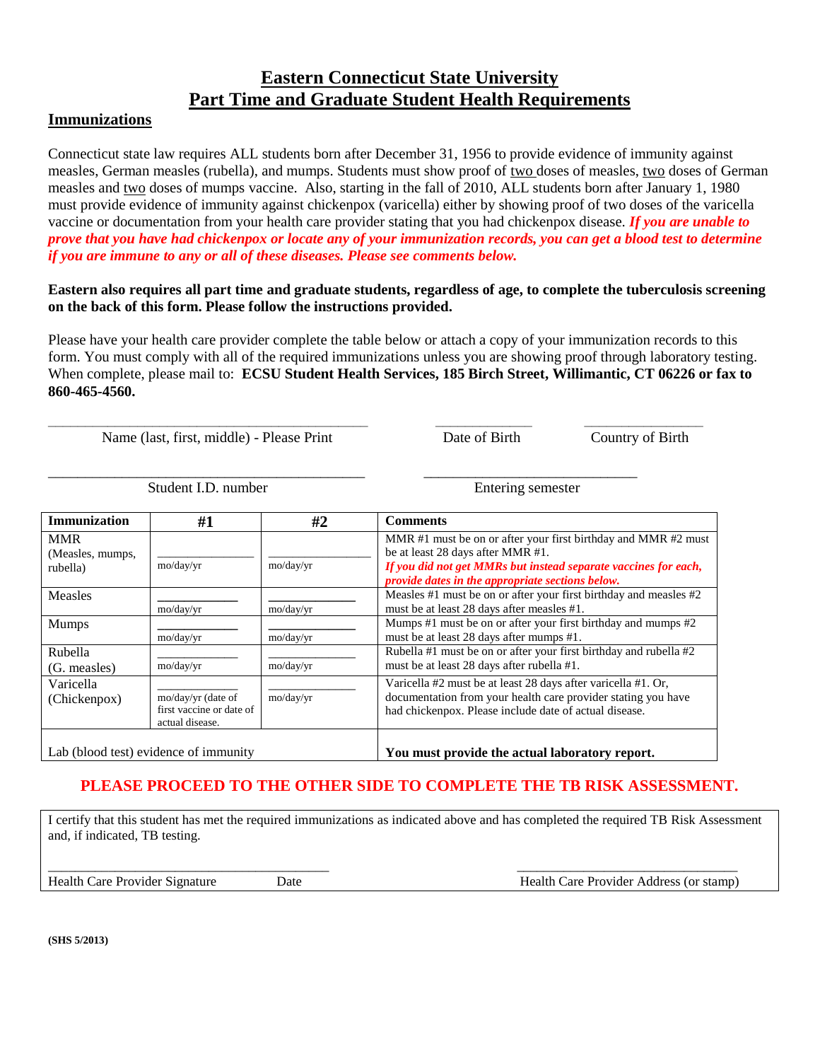# Eastern Connecticut State University
# Part Time and Graduate Student Health Requirements

## Immunizations

Connecticut state law requires ALL students born after December 31, 1956 to provide evidence of immunity against measles, German measles (rubella), and mumps. Students must show proof of two doses of measles, two doses of German measles and two doses of mumps vaccine. Also, starting in the fall of 2010, ALL students born after January 1, 1980 must provide evidence of immunity against chickenpox (varicella) either by showing proof of two doses of the varicella vaccine or documentation from your health care provider stating that you had chickenpox disease. ***If you are unable to prove that you have had chickenpox or locate any of your immunization records, you can get a blood test to determine if you are immune to any or all of these diseases. Please see comments below.***

**Eastern also requires all part time and graduate students, regardless of age, to complete the tuberculosis screening on the back of this form. Please follow the instructions provided.**

Please have your health care provider complete the table below or attach a copy of your immunization records to this form. You must comply with all of the required immunizations unless you are showing proof through laboratory testing. When complete, please mail to: **ECSU Student Health Services, 185 Birch Street, Willimantic, CT 06226 or fax to 860-465-4560.**

_______________________________ Name (last, first, middle) - Please Print

__________ Date of Birth

__________ Country of Birth

_______________________________ Student I.D. number

____________________ Entering semester

| Immunization | #1 | #2 | Comments |
|---|---|---|---|
| MMR (Measles, mumps, rubella) | mo/day/yr | mo/day/yr | MMR #1 must be on or after your first birthday and MMR #2 must be at least 28 days after MMR #1. ***If you did not get MMRs but instead separate vaccines for each, provide dates in the appropriate sections below.*** |
| Measles | mo/day/yr | mo/day/yr | Measles #1 must be on or after your first birthday and measles #2 must be at least 28 days after measles #1. |
| Mumps | mo/day/yr | mo/day/yr | Mumps #1 must be on or after your first birthday and mumps #2 must be at least 28 days after mumps #1. |
| Rubella (G. measles) | mo/day/yr | mo/day/yr | Rubella #1 must be on or after your first birthday and rubella #2 must be at least 28 days after rubella #1. |
| Varicella (Chickenpox) | mo/day/yr (date of first vaccine or date of actual disease. | mo/day/yr | Varicella #2 must be at least 28 days after varicella #1. Or, documentation from your health care provider stating you have had chickenpox. Please include date of actual disease. |
| Lab (blood test) evidence of immunity | | | **You must provide the actual laboratory report.** |

**PLEASE PROCEED TO THE OTHER SIDE TO COMPLETE THE TB RISK ASSESSMENT.**

I certify that this student has met the required immunizations as indicated above and has completed the required TB Risk Assessment and, if indicated, TB testing.

_______________________________ Health Care Provider Signature Date

_______________________________ Health Care Provider Address (or stamp)

**(SHS 5/2013)**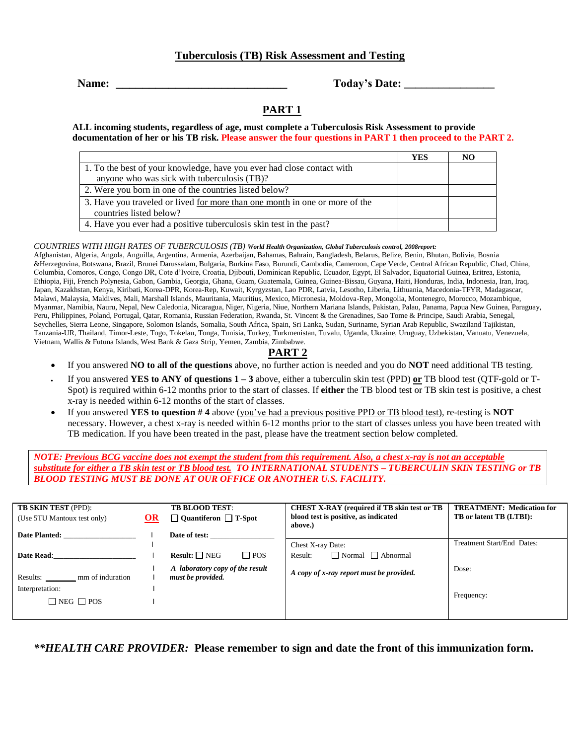# Tuberculosis (TB) Risk Assessment and Testing

**Name: ______________________________ Today's Date: _______________**

## PART 1

**ALL incoming students, regardless of age, must complete a Tuberculosis Risk Assessment to provide documentation of her or his TB risk. Please answer the four questions in PART 1 then proceed to the PART 2.**

| | YES | NO |
|---|---|---|
| 1. To the best of your knowledge, have you ever had close contact with anyone who was sick with tuberculosis (TB)? | | |
| 2. Were you born in one of the countries listed below? | | |
| 3. Have you traveled or lived for more than one month in one or more of the countries listed below? | | |
| 4. Have you ever had a positive tuberculosis skin test in the past? | | |

*COUNTRIES WITH HIGH RATES OF TUBERCULOSIS (TB)* ***World Health Organization, Global Tuberculosis control, 2008report:***

Afghanistan, Algeria, Angola, Anguilla, Argentina, Armenia, Azerbaijan, Bahamas, Bahrain, Bangladesh, Belarus, Belize, Benin, Bhutan, Bolivia, Bosnia &Herzegovina, Botswana, Brazil, Brunei Darussalam, Bulgaria, Burkina Faso, Burundi, Cambodia, Cameroon, Cape Verde, Central African Republic, Chad, China, Columbia, Comoros, Congo, Congo DR, Cote d'Ivoire, Croatia, Djibouti, Dominican Republic, Ecuador, Egypt, El Salvador, Equatorial Guinea, Eritrea, Estonia, Ethiopia, Fiji, French Polynesia, Gabon, Gambia, Georgia, Ghana, Guam, Guatemala, Guinea, Guinea-Bissau, Guyana, Haiti, Honduras, India, Indonesia, Iran, Iraq, Japan, Kazakhstan, Kenya, Kiribati, Korea-DPR, Korea-Rep, Kuwait, Kyrgyzstan, Lao PDR, Latvia, Lesotho, Liberia, Lithuania, Macedonia-TFYR, Madagascar, Malawi, Malaysia, Maldives, Mali, Marshall Islands, Mauritania, Mauritius, Mexico, Micronesia, Moldova-Rep, Mongolia, Montenegro, Morocco, Mozambique, Myanmar, Namibia, Nauru, Nepal, New Caledonia, Nicaragua, Niger, Nigeria, Niue, Northern Mariana Islands, Pakistan, Palau, Panama, Papua New Guinea, Paraguay, Peru, Philippines, Poland, Portugal, Qatar, Romania, Russian Federation, Rwanda, St. Vincent & the Grenadines, Sao Tome & Principe, Saudi Arabia, Senegal, Seychelles, Sierra Leone, Singapore, Solomon Islands, Somalia, South Africa, Spain, Sri Lanka, Sudan, Suriname, Syrian Arab Republic, Swaziland Tajikistan, Tanzania-UR, Thailand, Timor-Leste, Togo, Tokelau, Tonga, Tunisia, Turkey, Turkmenistan, Tuvalu, Uganda, Ukraine, Uruguay, Uzbekistan, Vanuatu, Venezuela, Vietnam, Wallis & Futuna Islands, West Bank & Gaza Strip, Yemen, Zambia, Zimbabwe.

## PART 2

- If you answered **NO to all of the questions** above, no further action is needed and you do **NOT** need additional TB testing.
- If you answered **YES to ANY of questions 1 – 3** above, either a tuberculin skin test (PPD) **or** TB blood test (QTF-gold or T-Spot) is required within 6-12 months prior to the start of classes. If **either** the TB blood test or TB skin test is positive, a chest x-ray is needed within 6-12 months of the start of classes.
- If you answered **YES to question # 4** above (you've had a previous positive PPD or TB blood test), re-testing is **NOT** necessary. However, a chest x-ray is needed within 6-12 months prior to the start of classes unless you have been treated with TB medication. If you have been treated in the past, please have the treatment section below completed.

***NOTE: Previous BCG vaccine does not exempt the student from this requirement. Also, a chest x-ray is not an acceptable substitute for either a TB skin test or TB blood test. TO INTERNATIONAL STUDENTS – TUBERCULIN SKIN TESTING or TB BLOOD TESTING MUST BE DONE AT OUR OFFICE OR ANOTHER U.S. FACILITY.***

| **TB SKIN TEST** (PPD): (Use 5TU Mantoux test only) | **OR** | **TB BLOOD TEST**: ☐ **Quantiferon** ☐ **T-Spot** | **CHEST X-RAY (required if TB skin test or TB blood test is positive, as indicated above.)** | **TREATMENT: Medication for TB or latent TB (LTBI):** |
|---|---|---|---|---|
| **Date Planted:** __________________ | | Date of test: _______________ | Chest X-ray Date: | Treatment Start/End Dates: |
| **Date Read**:____________________ | | **Result:** ☐ NEG ☐ POS | Result: ☐ Normal ☐ Abnormal | |
| Results: _______ mm of induration | | *A laboratory copy of the result must be provided.* | *A copy of x-ray report must be provided.* | Dose: |
| Interpretation: ☐ NEG ☐ POS | | | | Frequency: |

***\*\*HEALTH CARE PROVIDER:* Please remember to sign and date the front of this immunization form.**